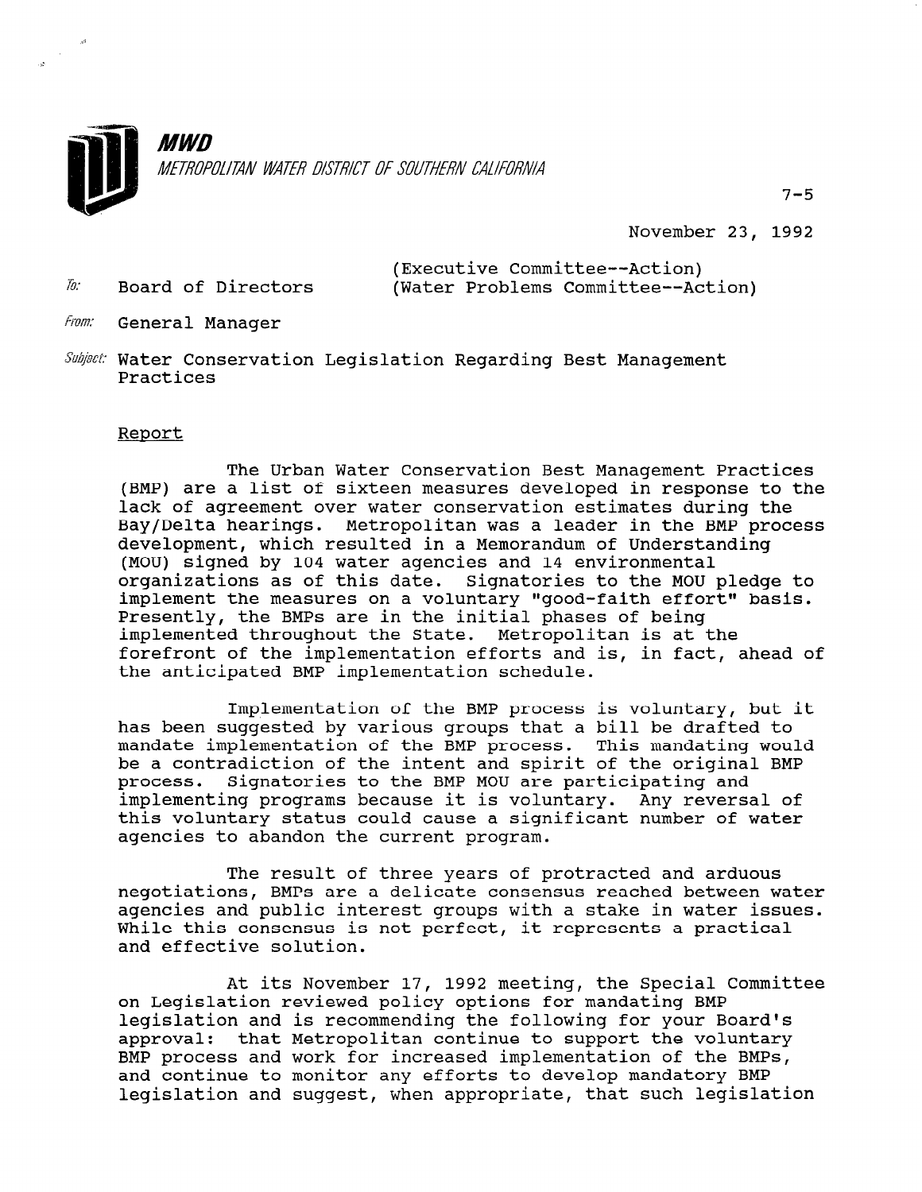**MWD**

*METROPOLITAN WATER DISTRICT OF SOUTHERN CALIFORNIA*

7-5

November 23, 1992

To: Board of Directors (Executive Committee--Action) (Water Problems Committee--Action)

From: General Manager

Subject: Water Conservation Legislation Regarding Best Management Practices

Report

The Urban Water Conservation Best Management Practices (BMP) are a list of sixteen measures developed in response to the lack of agreement over water conservation estimates during the Bay/Delta hearings. Metropolitan was a leader in the BMP process development, which resulted in a Memorandum of Understanding (MOU) signed by 104 water agencies and 14 environmental organizations as of this date. Signatories to the MOU pledge to implement the measures on a voluntary "good-faith effort" basis. Presently, the BMPs are in the initial phases of being implemented throughout the State. Metropolitan is at the forefront of the implementation efforts and is, in fact, ahead of the anticipated BMP implementation schedule.

Implementation of the BMP process is voluntary, but it has been suggested by various groups that a bill be drafted to mandate implementation of the BMP process. This mandating would be a contradiction of the intent and spirit of the original BMP process. Signatories to the BMP MOU are participating and implementing programs because it is voluntary. Any reversal of this voluntary status could cause a significant number of water agencies to abandon the current program.

The result of three years of protracted and arduous negotiations, BMPs are a delicate consensus reached between water agencies and public interest groups with a stake in water issues. While this consensus is not perfect, it represents a practical and effective solution.

At its November 17, 1992 meeting, the Special Committee on Legislation reviewed policy options for mandating BMP legislation and is recommending the following for your Board's approval: that Metropolitan continue to support the voluntary BMP process and work for increased implementation of the BMPs, and continue to monitor any efforts to develop mandatory BMP legislation and suggest, when appropriate, that such legislation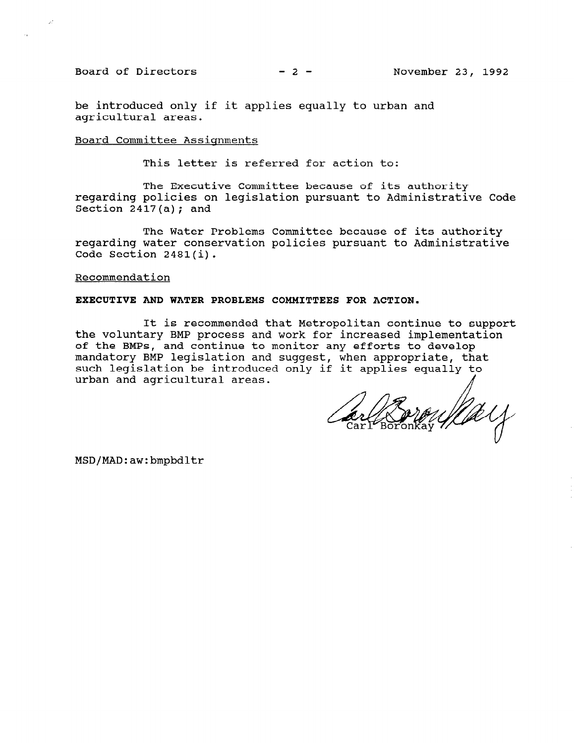be introduced only if it applies equally to urban and agricultural areas.

Board Committee Assignments

This letter is referred for action to:

The Executive Committee because of its authority regarding policies on legislation pursuant to Administrative Code Section 2417(a); and

The Water Problems Committee because of its authority regarding water conservation policies pursuant to Administrative Code Section 2481(i).

Recommendation

**EXECUTIVE AND WATER PROBLEMS COMMITTEES FOR ACTION.**

It is recommended that Metropolitan continue to support the voluntary BMP process and work for increased implementation of the BMPs, and continue to monitor any efforts to develop mandatory BMP legislation and suggest, when appropriate, that such legislation be introduced only if it applies equally to urban and agricultural areas.

Carl Boronkay

MSD/MAD:aw:bmpbdltr